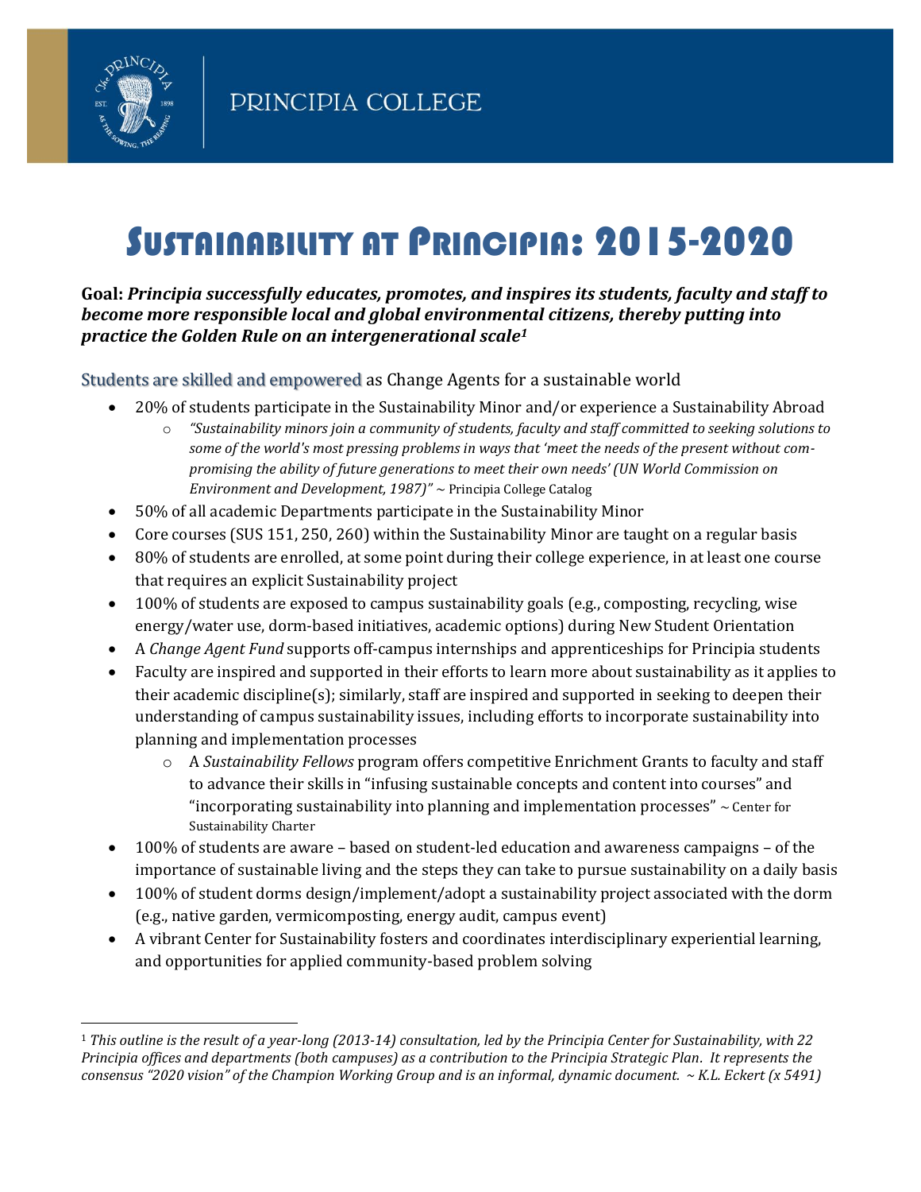PRINCIPIA COLLEGE

# Sustainability at Principia: 2015-2020

**Goal: *Principia successfully educates, promotes, and inspires its students, faculty and staff to become more responsible local and global environmental citizens, thereby putting into practice the Golden Rule on an intergenerational scale*[1]**

## Students are skilled and empowered as Change Agents for a sustainable world

- 20% of students participate in the Sustainability Minor and/or experience a Sustainability Abroad
  - *"Sustainability minors join a community of students, faculty and staff committed to seeking solutions to some of the world's most pressing problems in ways that 'meet the needs of the present without compromising the ability of future generations to meet their own needs' (UN World Commission on Environment and Development, 1987)"* ~ Principia College Catalog
- 50% of all academic Departments participate in the Sustainability Minor
- Core courses (SUS 151, 250, 260) within the Sustainability Minor are taught on a regular basis
- 80% of students are enrolled, at some point during their college experience, in at least one course that requires an explicit Sustainability project
- 100% of students are exposed to campus sustainability goals (e.g., composting, recycling, wise energy/water use, dorm-based initiatives, academic options) during New Student Orientation
- A *Change Agent Fund* supports off-campus internships and apprenticeships for Principia students
- Faculty are inspired and supported in their efforts to learn more about sustainability as it applies to their academic discipline(s); similarly, staff are inspired and supported in seeking to deepen their understanding of campus sustainability issues, including efforts to incorporate sustainability into planning and implementation processes
  - A *Sustainability Fellows* program offers competitive Enrichment Grants to faculty and staff to advance their skills in "infusing sustainable concepts and content into courses" and "incorporating sustainability into planning and implementation processes" ~ Center for Sustainability Charter
- 100% of students are aware – based on student-led education and awareness campaigns – of the importance of sustainable living and the steps they can take to pursue sustainability on a daily basis
- 100% of student dorms design/implement/adopt a sustainability project associated with the dorm (e.g., native garden, vermicomposting, energy audit, campus event)
- A vibrant Center for Sustainability fosters and coordinates interdisciplinary experiential learning, and opportunities for applied community-based problem solving

---

[1] *This outline is the result of a year-long (2013-14) consultation, led by the Principia Center for Sustainability, with 22 Principia offices and departments (both campuses) as a contribution to the Principia Strategic Plan. It represents the consensus "2020 vision" of the Champion Working Group and is an informal, dynamic document. ~ K.L. Eckert (x 5491)*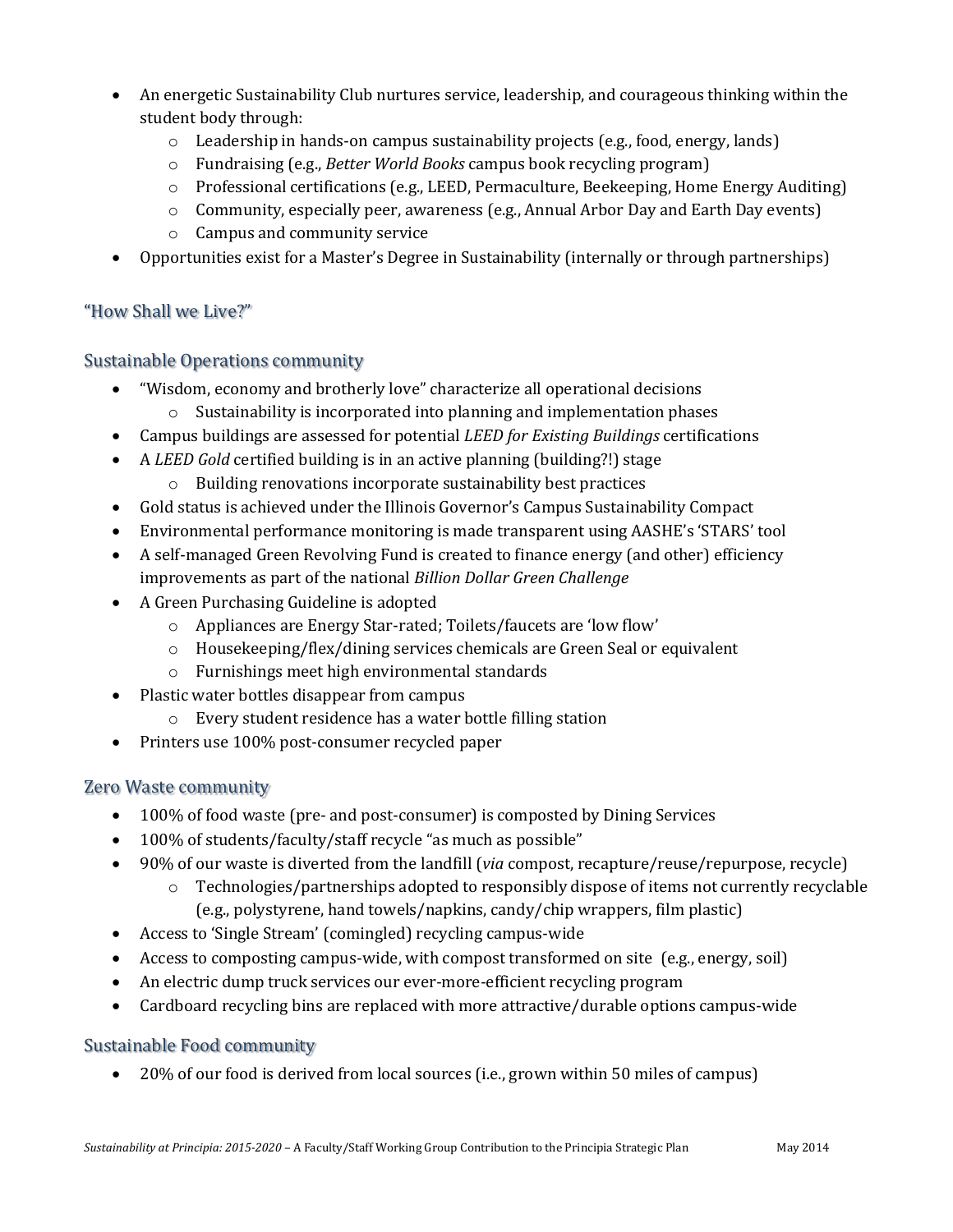- An energetic Sustainability Club nurtures service, leadership, and courageous thinking within the student body through:
    - Leadership in hands-on campus sustainability projects (e.g., food, energy, lands)
    - Fundraising (e.g., *Better World Books* campus book recycling program)
    - Professional certifications (e.g., LEED, Permaculture, Beekeeping, Home Energy Auditing)
    - Community, especially peer, awareness (e.g., Annual Arbor Day and Earth Day events)
    - Campus and community service
- Opportunities exist for a Master's Degree in Sustainability (internally or through partnerships)

## "How Shall we Live?"

### Sustainable Operations community

- "Wisdom, economy and brotherly love" characterize all operational decisions
    - Sustainability is incorporated into planning and implementation phases
- Campus buildings are assessed for potential *LEED for Existing Buildings* certifications
- A *LEED Gold* certified building is in an active planning (building?!) stage
    - Building renovations incorporate sustainability best practices
- Gold status is achieved under the Illinois Governor's Campus Sustainability Compact
- Environmental performance monitoring is made transparent using AASHE's 'STARS' tool
- A self-managed Green Revolving Fund is created to finance energy (and other) efficiency improvements as part of the national *Billion Dollar Green Challenge*
- A Green Purchasing Guideline is adopted
    - Appliances are Energy Star-rated; Toilets/faucets are 'low flow'
    - Housekeeping/flex/dining services chemicals are Green Seal or equivalent
    - Furnishings meet high environmental standards
- Plastic water bottles disappear from campus
    - Every student residence has a water bottle filling station
- Printers use 100% post-consumer recycled paper

### Zero Waste community

- 100% of food waste (pre- and post-consumer) is composted by Dining Services
- 100% of students/faculty/staff recycle "as much as possible"
- 90% of our waste is diverted from the landfill (*via* compost, recapture/reuse/repurpose, recycle)
    - Technologies/partnerships adopted to responsibly dispose of items not currently recyclable (e.g., polystyrene, hand towels/napkins, candy/chip wrappers, film plastic)
- Access to 'Single Stream' (comingled) recycling campus-wide
- Access to composting campus-wide, with compost transformed on site (e.g., energy, soil)
- An electric dump truck services our ever-more-efficient recycling program
- Cardboard recycling bins are replaced with more attractive/durable options campus-wide

### Sustainable Food community

- 20% of our food is derived from local sources (i.e., grown within 50 miles of campus)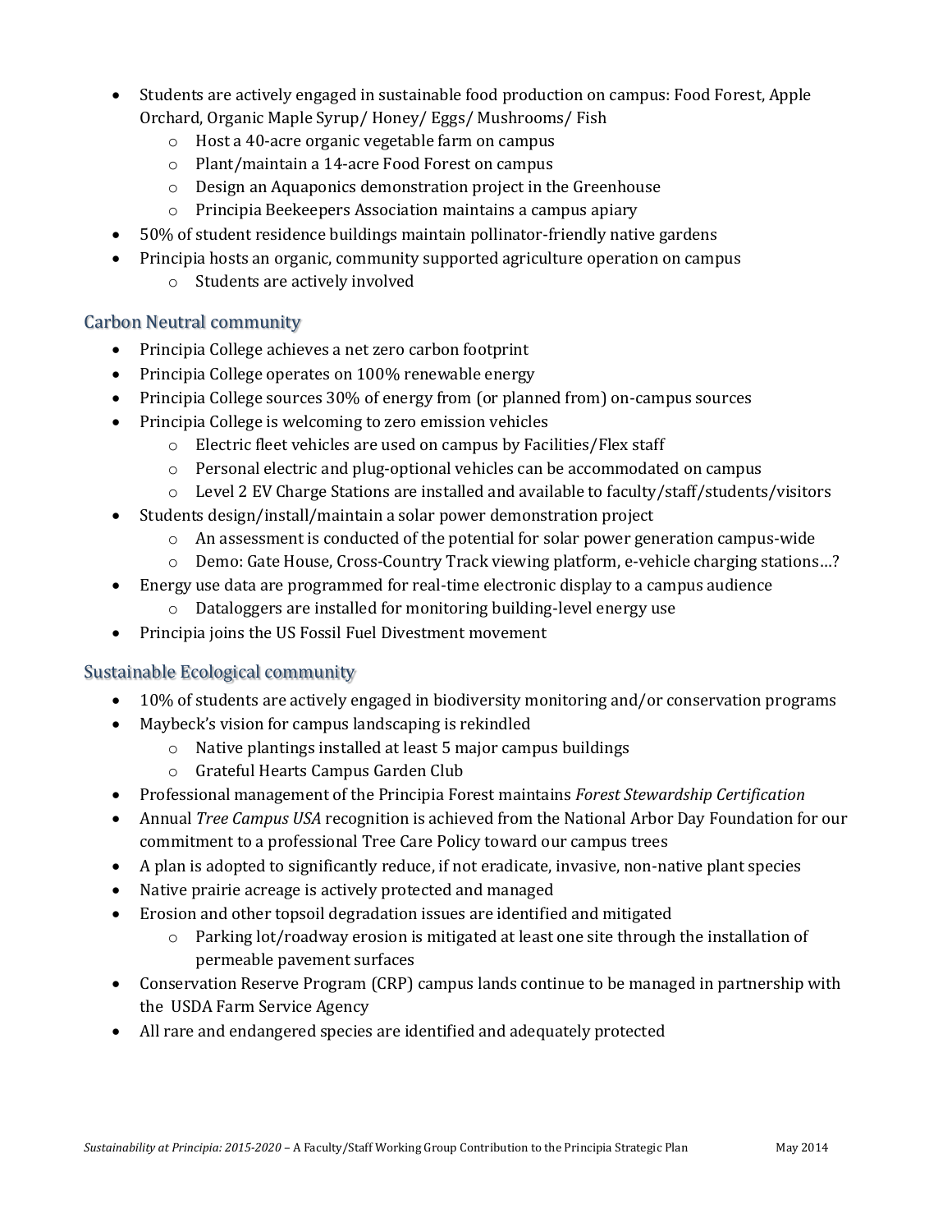- Students are actively engaged in sustainable food production on campus: Food Forest, Apple Orchard, Organic Maple Syrup/ Honey/ Eggs/ Mushrooms/ Fish
    - Host a 40-acre organic vegetable farm on campus
    - Plant/maintain a 14-acre Food Forest on campus
    - Design an Aquaponics demonstration project in the Greenhouse
    - Principia Beekeepers Association maintains a campus apiary
- 50% of student residence buildings maintain pollinator-friendly native gardens
- Principia hosts an organic, community supported agriculture operation on campus
    - Students are actively involved

## Carbon Neutral community

- Principia College achieves a net zero carbon footprint
- Principia College operates on 100% renewable energy
- Principia College sources 30% of energy from (or planned from) on-campus sources
- Principia College is welcoming to zero emission vehicles
    - Electric fleet vehicles are used on campus by Facilities/Flex staff
    - Personal electric and plug-optional vehicles can be accommodated on campus
    - Level 2 EV Charge Stations are installed and available to faculty/staff/students/visitors
- Students design/install/maintain a solar power demonstration project
    - An assessment is conducted of the potential for solar power generation campus-wide
    - Demo: Gate House, Cross-Country Track viewing platform, e-vehicle charging stations…?
- Energy use data are programmed for real-time electronic display to a campus audience
    - Dataloggers are installed for monitoring building-level energy use
- Principia joins the US Fossil Fuel Divestment movement

## Sustainable Ecological community

- 10% of students are actively engaged in biodiversity monitoring and/or conservation programs
- Maybeck's vision for campus landscaping is rekindled
    - Native plantings installed at least 5 major campus buildings
    - Grateful Hearts Campus Garden Club
- Professional management of the Principia Forest maintains *Forest Stewardship Certification*
- Annual *Tree Campus USA* recognition is achieved from the National Arbor Day Foundation for our commitment to a professional Tree Care Policy toward our campus trees
- A plan is adopted to significantly reduce, if not eradicate, invasive, non-native plant species
- Native prairie acreage is actively protected and managed
- Erosion and other topsoil degradation issues are identified and mitigated
    - Parking lot/roadway erosion is mitigated at least one site through the installation of permeable pavement surfaces
- Conservation Reserve Program (CRP) campus lands continue to be managed in partnership with the USDA Farm Service Agency
- All rare and endangered species are identified and adequately protected